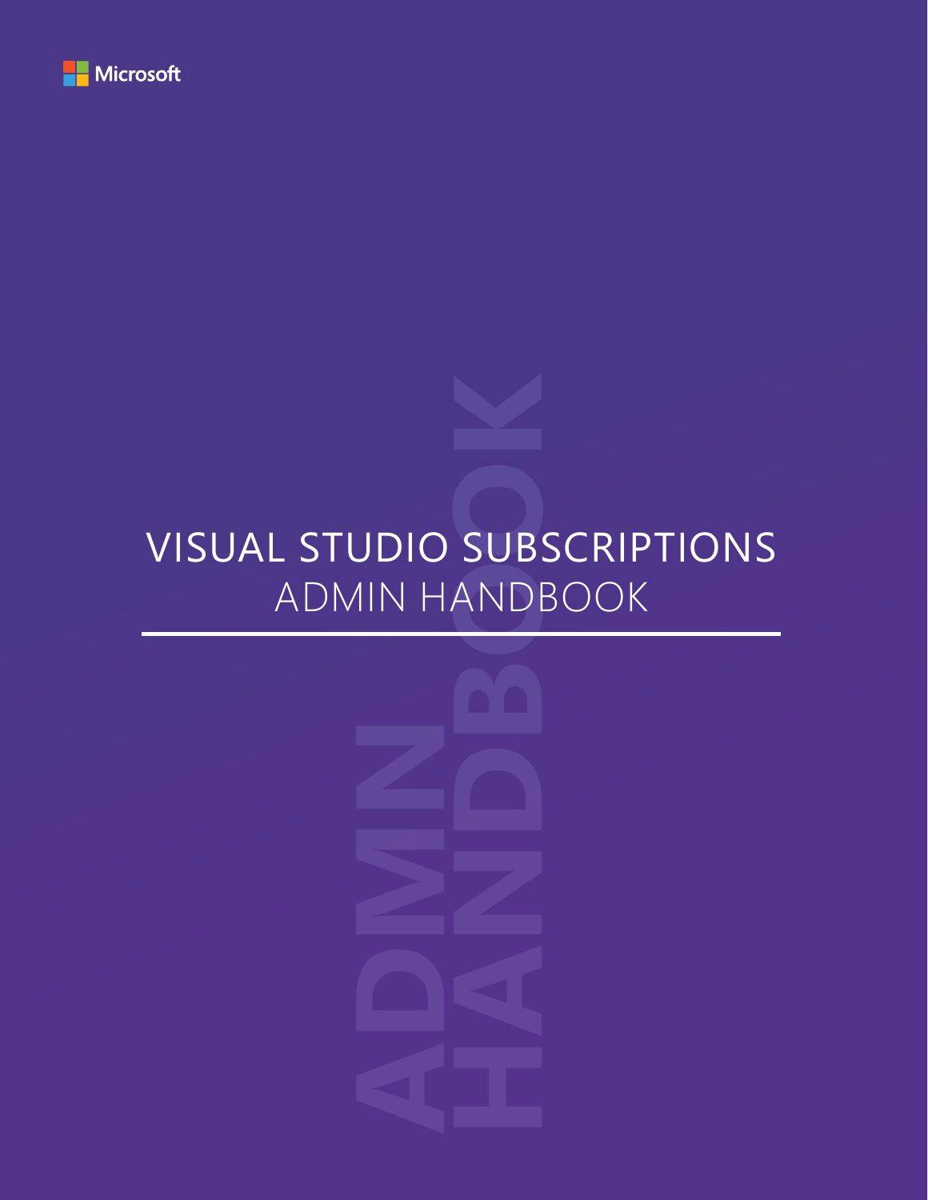Microsoft

# VISUAL STUDIO SUBSCRIPTIONS

## ADMIN HANDBOOK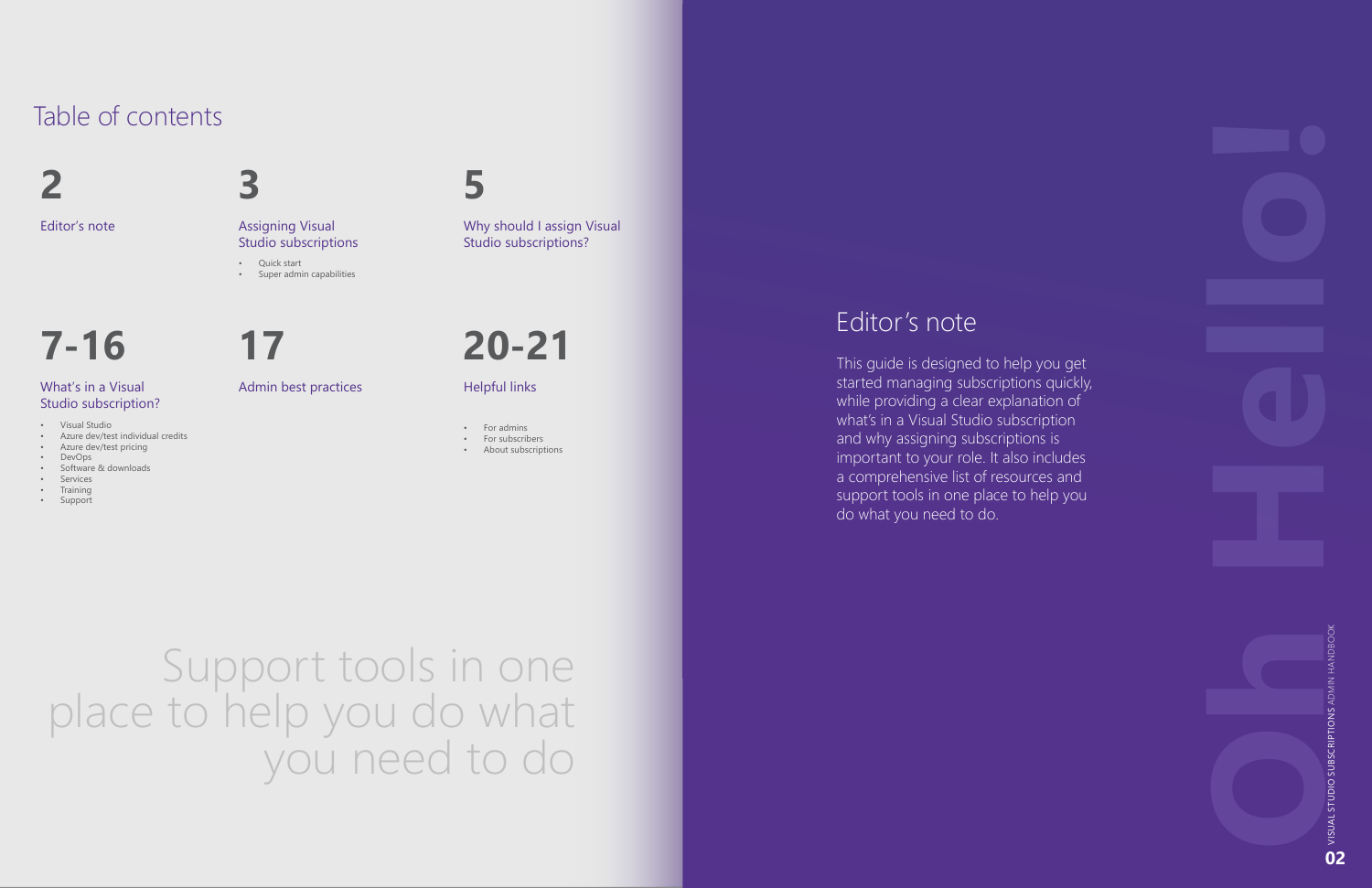# Table of contents

**2**
Editor's note

**3**
Assigning Visual Studio subscriptions
- Quick start
- Super admin capabilities

**5**
Why should I assign Visual Studio subscriptions?

**7-16**
What's in a Visual Studio subscription?
- Visual Studio
- Azure dev/test individual credits
- Azure dev/test pricing
- DevOps
- Software & downloads
- Services
- Training
- Support

**17**
Admin best practices

**20-21**
Helpful links
- For admins
- For subscribers
- About subscriptions

Support tools in one place to help you do what you need to do

Oh Hello!

## Editor's note

This guide is designed to help you get started managing subscriptions quickly, while providing a clear explanation of what's in a Visual Studio subscription and why assigning subscriptions is important to your role. It also includes a comprehensive list of resources and support tools in one place to help you do what you need to do.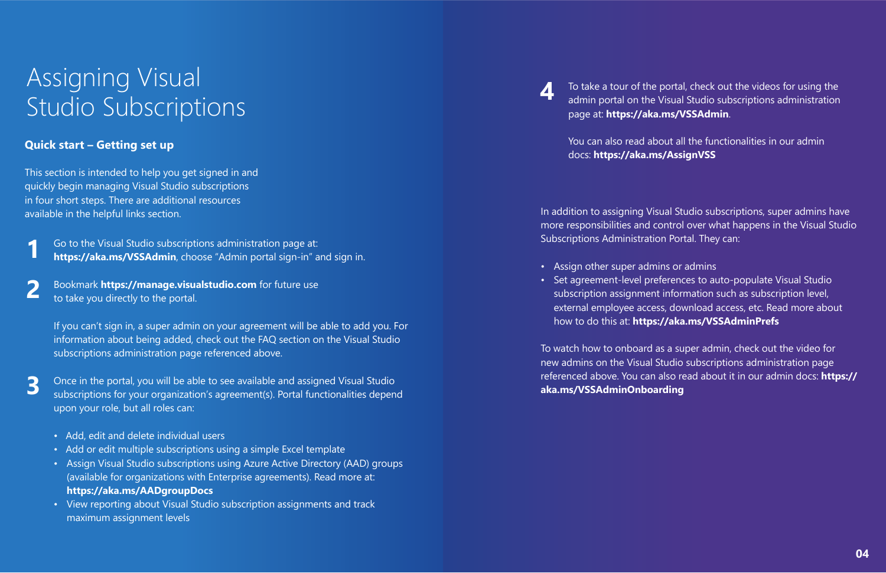# Assigning Visual Studio Subscriptions

## Quick start – Getting set up

This section is intended to help you get signed in and quickly begin managing Visual Studio subscriptions in four short steps. There are additional resources available in the helpful links section.

**1** Go to the Visual Studio subscriptions administration page at: **https://aka.ms/VSSAdmin**, choose "Admin portal sign-in" and sign in.

**2** Bookmark **https://manage.visualstudio.com** for future use to take you directly to the portal.

If you can't sign in, a super admin on your agreement will be able to add you. For information about being added, check out the FAQ section on the Visual Studio subscriptions administration page referenced above.

**3** Once in the portal, you will be able to see available and assigned Visual Studio subscriptions for your organization's agreement(s). Portal functionalities depend upon your role, but all roles can:

- Add, edit and delete individual users
- Add or edit multiple subscriptions using a simple Excel template
- Assign Visual Studio subscriptions using Azure Active Directory (AAD) groups (available for organizations with Enterprise agreements). Read more at: **https://aka.ms/AADgroupDocs**
- View reporting about Visual Studio subscription assignments and track maximum assignment levels

**4** To take a tour of the portal, check out the videos for using the admin portal on the Visual Studio subscriptions administration page at: **https://aka.ms/VSSAdmin**.

You can also read about all the functionalities in our admin docs: **https://aka.ms/AssignVSS**

In addition to assigning Visual Studio subscriptions, super admins have more responsibilities and control over what happens in the Visual Studio Subscriptions Administration Portal. They can:

- Assign other super admins or admins
- Set agreement-level preferences to auto-populate Visual Studio subscription assignment information such as subscription level, external employee access, download access, etc. Read more about how to do this at: **https://aka.ms/VSSAdminPrefs**

To watch how to onboard as a super admin, check out the video for new admins on the Visual Studio subscriptions administration page referenced above. You can also read about it in our admin docs: **https://aka.ms/VSSAdminOnboarding**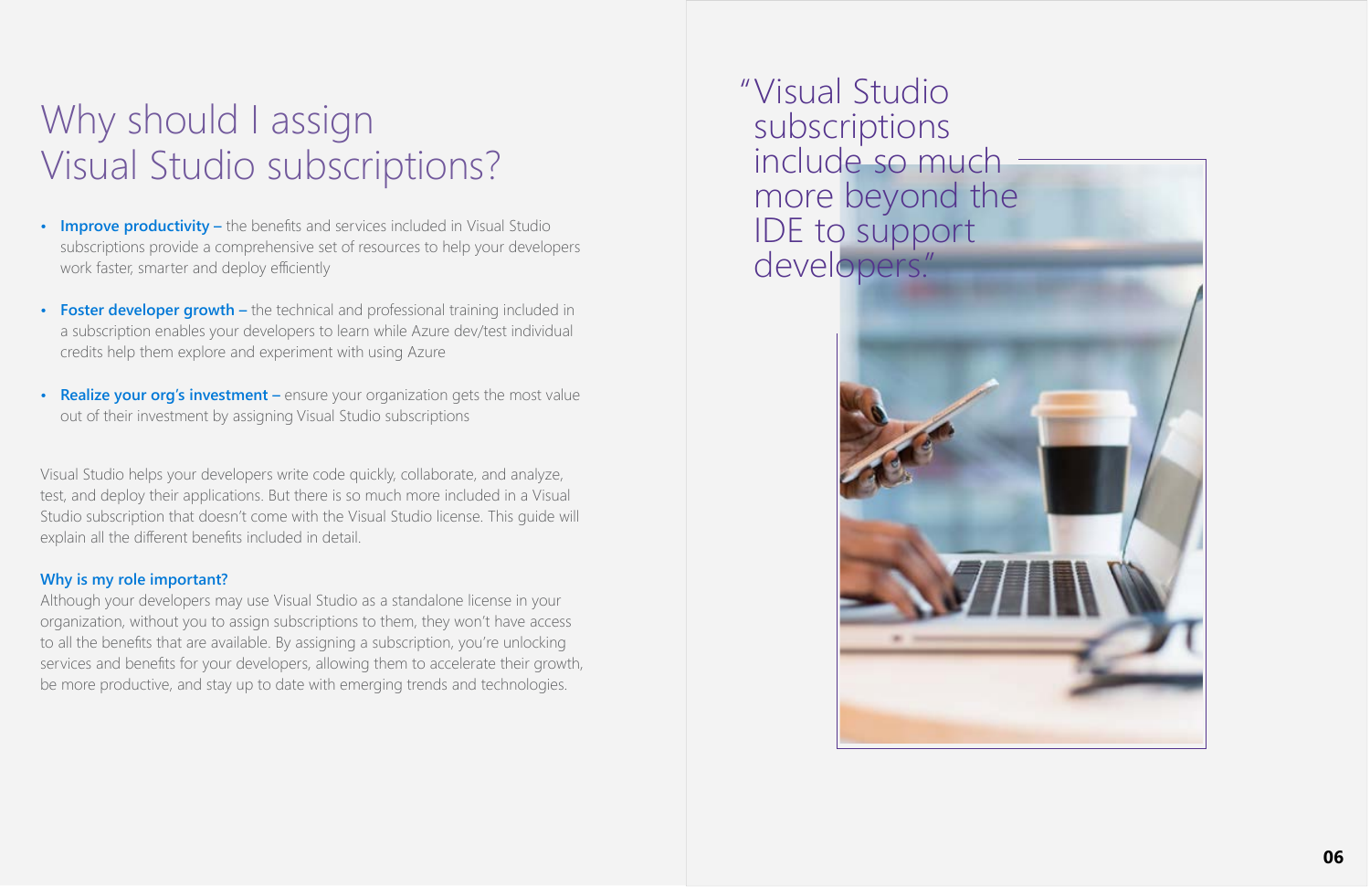# Why should I assign Visual Studio subscriptions?

- **Improve productivity –** the benefits and services included in Visual Studio subscriptions provide a comprehensive set of resources to help your developers work faster, smarter and deploy efficiently
- **Foster developer growth –** the technical and professional training included in a subscription enables your developers to learn while Azure dev/test individual credits help them explore and experiment with using Azure
- **Realize your org's investment –** ensure your organization gets the most value out of their investment by assigning Visual Studio subscriptions

Visual Studio helps your developers write code quickly, collaborate, and analyze, test, and deploy their applications. But there is so much more included in a Visual Studio subscription that doesn't come with the Visual Studio license. This guide will explain all the different benefits included in detail.

**Why is my role important?**

Although your developers may use Visual Studio as a standalone license in your organization, without you to assign subscriptions to them, they won't have access to all the benefits that are available. By assigning a subscription, you're unlocking services and benefits for your developers, allowing them to accelerate their growth, be more productive, and stay up to date with emerging trends and technologies.

"Visual Studio subscriptions include so much more beyond the IDE to support developers."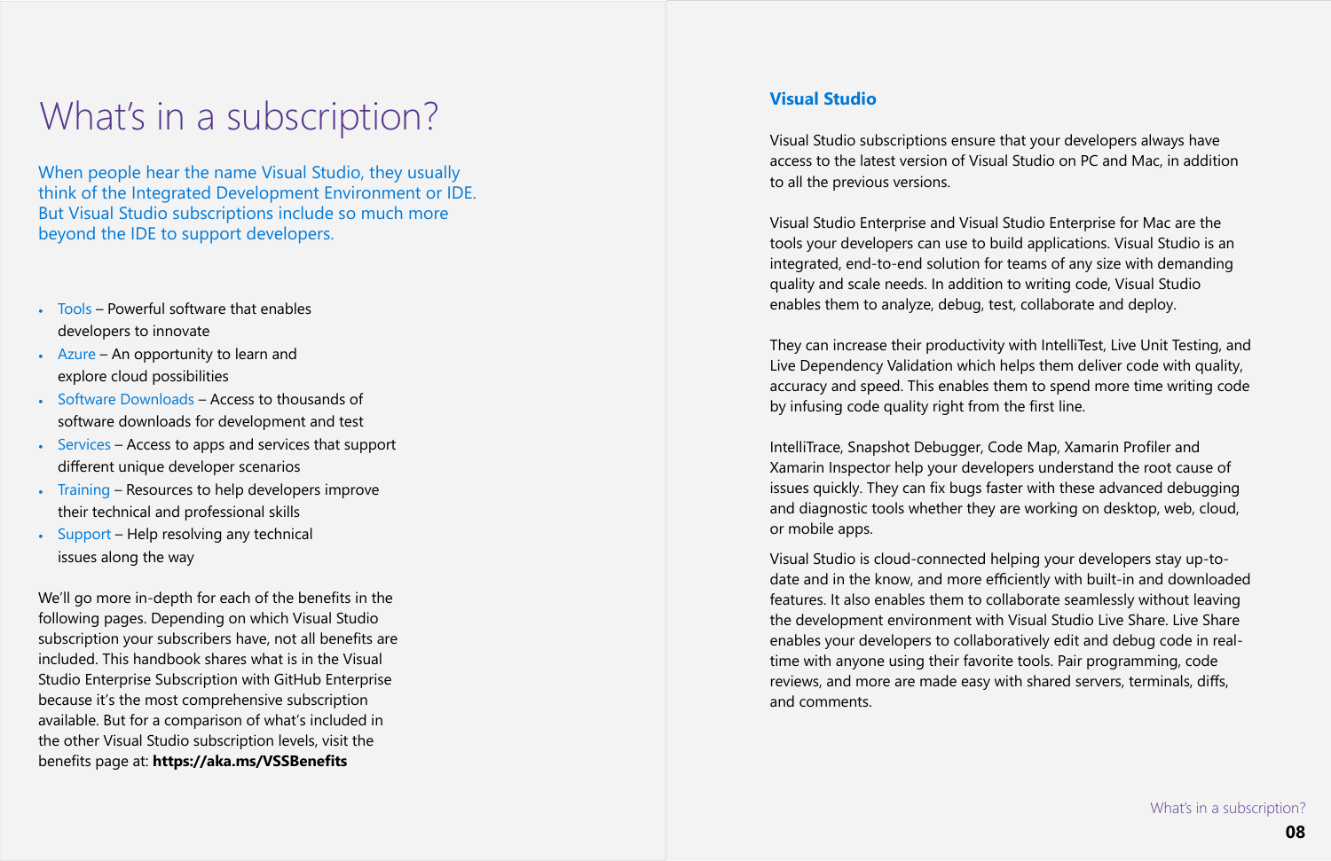# What's in a subscription?

When people hear the name Visual Studio, they usually think of the Integrated Development Environment or IDE. But Visual Studio subscriptions include so much more beyond the IDE to support developers.

- Tools – Powerful software that enables developers to innovate
- Azure – An opportunity to learn and explore cloud possibilities
- Software Downloads – Access to thousands of software downloads for development and test
- Services – Access to apps and services that support different unique developer scenarios
- Training – Resources to help developers improve their technical and professional skills
- Support – Help resolving any technical issues along the way

We'll go more in-depth for each of the benefits in the following pages. Depending on which Visual Studio subscription your subscribers have, not all benefits are included. This handbook shares what is in the Visual Studio Enterprise Subscription with GitHub Enterprise because it's the most comprehensive subscription available. But for a comparison of what's included in the other Visual Studio subscription levels, visit the benefits page at: **https://aka.ms/VSSBenefits**

## Visual Studio

Visual Studio subscriptions ensure that your developers always have access to the latest version of Visual Studio on PC and Mac, in addition to all the previous versions.

Visual Studio Enterprise and Visual Studio Enterprise for Mac are the tools your developers can use to build applications. Visual Studio is an integrated, end-to-end solution for teams of any size with demanding quality and scale needs. In addition to writing code, Visual Studio enables them to analyze, debug, test, collaborate and deploy.

They can increase their productivity with IntelliTest, Live Unit Testing, and Live Dependency Validation which helps them deliver code with quality, accuracy and speed. This enables them to spend more time writing code by infusing code quality right from the first line.

IntelliTrace, Snapshot Debugger, Code Map, Xamarin Profiler and Xamarin Inspector help your developers understand the root cause of issues quickly. They can fix bugs faster with these advanced debugging and diagnostic tools whether they are working on desktop, web, cloud, or mobile apps.

Visual Studio is cloud-connected helping your developers stay up-to-date and in the know, and more efficiently with built-in and downloaded features. It also enables them to collaborate seamlessly without leaving the development environment with Visual Studio Live Share. Live Share enables your developers to collaboratively edit and debug code in real-time with anyone using their favorite tools. Pair programming, code reviews, and more are made easy with shared servers, terminals, diffs, and comments.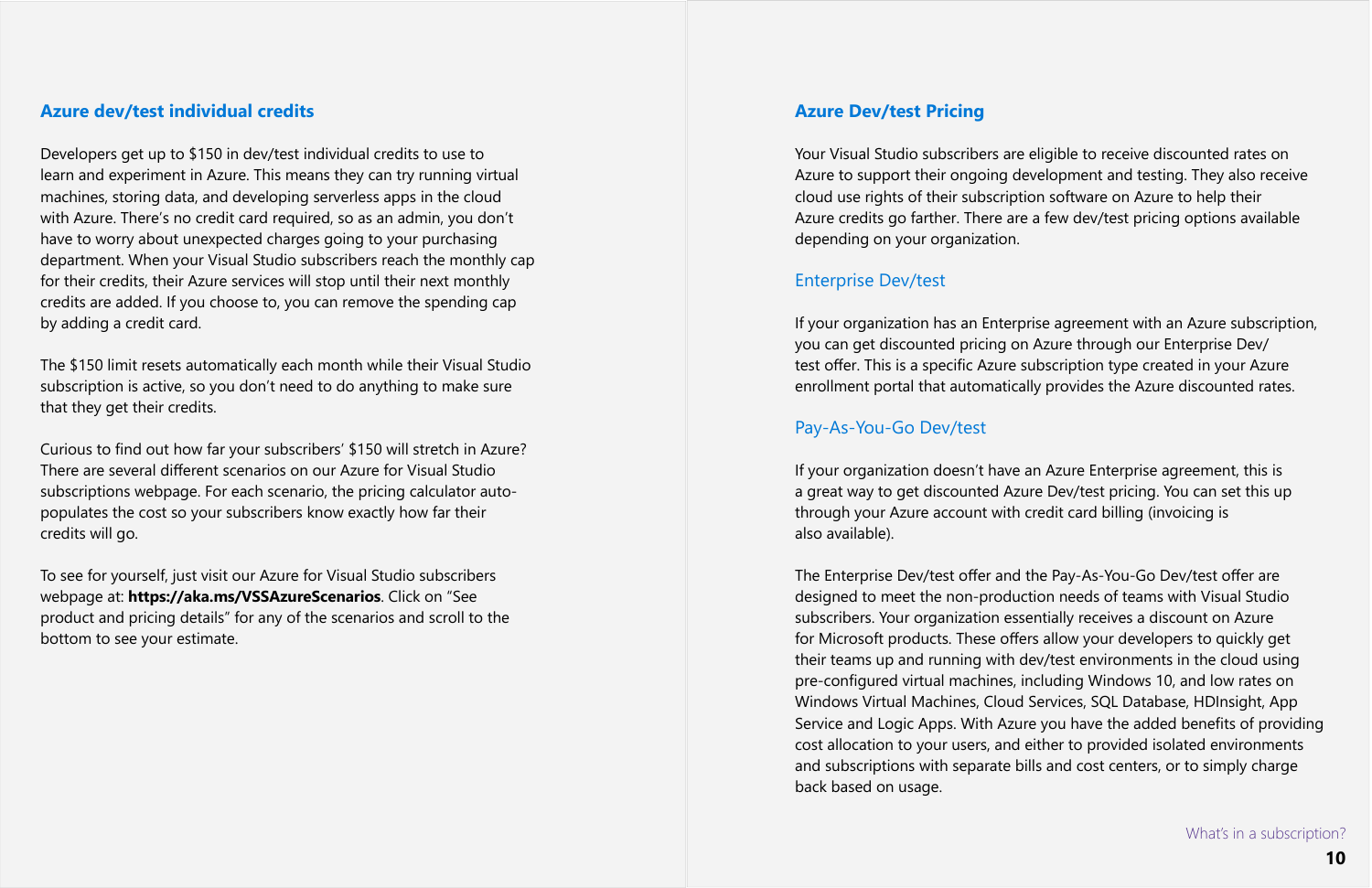## Azure dev/test individual credits

Developers get up to $150 in dev/test individual credits to use to learn and experiment in Azure. This means they can try running virtual machines, storing data, and developing serverless apps in the cloud with Azure. There's no credit card required, so as an admin, you don't have to worry about unexpected charges going to your purchasing department. When your Visual Studio subscribers reach the monthly cap for their credits, their Azure services will stop until their next monthly credits are added. If you choose to, you can remove the spending cap by adding a credit card.

The $150 limit resets automatically each month while their Visual Studio subscription is active, so you don't need to do anything to make sure that they get their credits.

Curious to find out how far your subscribers' $150 will stretch in Azure? There are several different scenarios on our Azure for Visual Studio subscriptions webpage. For each scenario, the pricing calculator auto-populates the cost so your subscribers know exactly how far their credits will go.

To see for yourself, just visit our Azure for Visual Studio subscribers webpage at: **https://aka.ms/VSSAzureScenarios**. Click on "See product and pricing details" for any of the scenarios and scroll to the bottom to see your estimate.

## Azure Dev/test Pricing

Your Visual Studio subscribers are eligible to receive discounted rates on Azure to support their ongoing development and testing. They also receive cloud use rights of their subscription software on Azure to help their Azure credits go farther. There are a few dev/test pricing options available depending on your organization.

### Enterprise Dev/test

If your organization has an Enterprise agreement with an Azure subscription, you can get discounted pricing on Azure through our Enterprise Dev/test offer. This is a specific Azure subscription type created in your Azure enrollment portal that automatically provides the Azure discounted rates.

### Pay-As-You-Go Dev/test

If your organization doesn't have an Azure Enterprise agreement, this is a great way to get discounted Azure Dev/test pricing. You can set this up through your Azure account with credit card billing (invoicing is also available).

The Enterprise Dev/test offer and the Pay-As-You-Go Dev/test offer are designed to meet the non-production needs of teams with Visual Studio subscribers. Your organization essentially receives a discount on Azure for Microsoft products. These offers allow your developers to quickly get their teams up and running with dev/test environments in the cloud using pre-configured virtual machines, including Windows 10, and low rates on Windows Virtual Machines, Cloud Services, SQL Database, HDInsight, App Service and Logic Apps. With Azure you have the added benefits of providing cost allocation to your users, and either to provided isolated environments and subscriptions with separate bills and cost centers, or to simply charge back based on usage.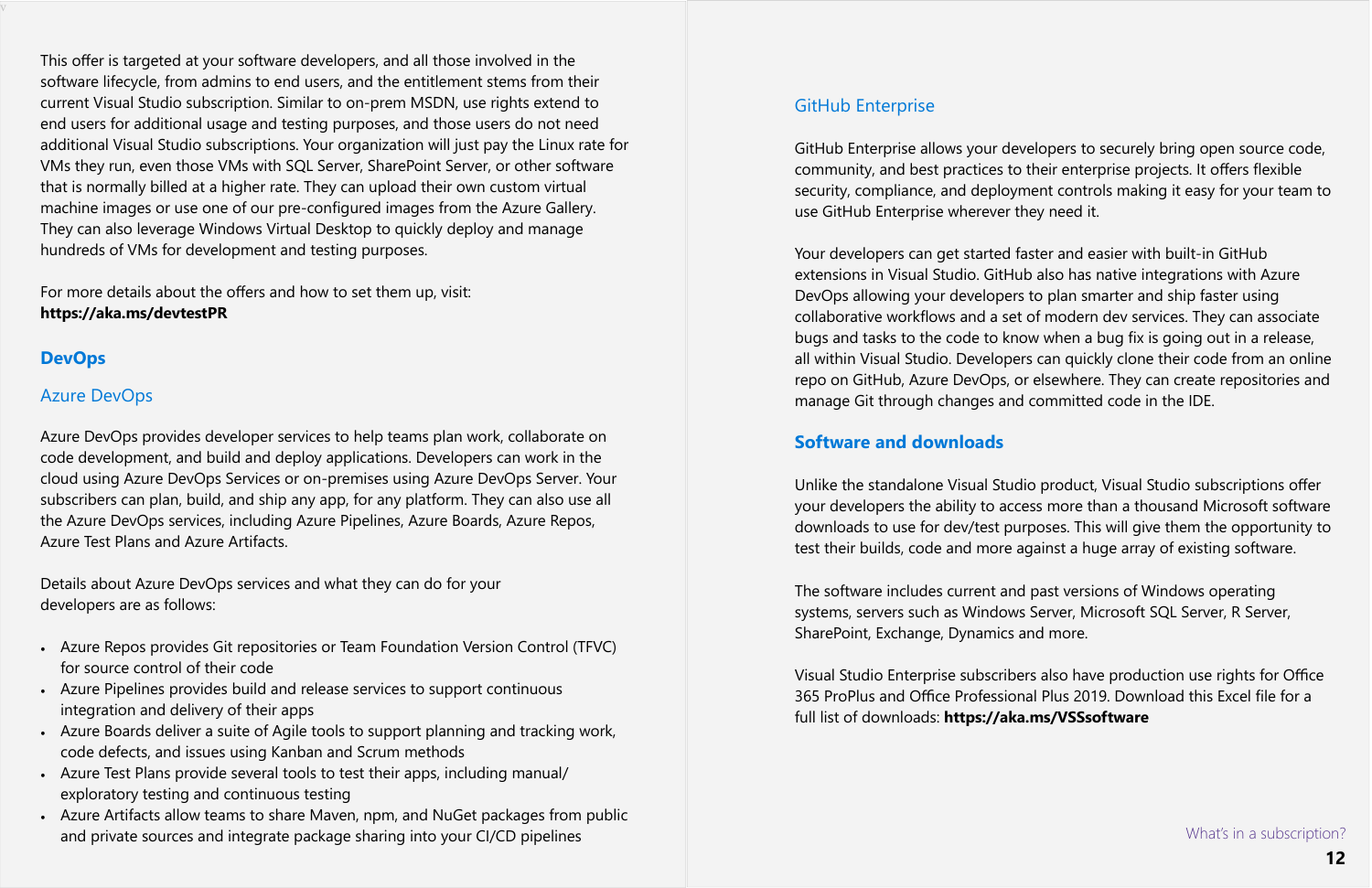This offer is targeted at your software developers, and all those involved in the software lifecycle, from admins to end users, and the entitlement stems from their current Visual Studio subscription. Similar to on-prem MSDN, use rights extend to end users for additional usage and testing purposes, and those users do not need additional Visual Studio subscriptions. Your organization will just pay the Linux rate for VMs they run, even those VMs with SQL Server, SharePoint Server, or other software that is normally billed at a higher rate. They can upload their own custom virtual machine images or use one of our pre-configured images from the Azure Gallery. They can also leverage Windows Virtual Desktop to quickly deploy and manage hundreds of VMs for development and testing purposes.

For more details about the offers and how to set them up, visit: **https://aka.ms/devtestPR**

## DevOps

### Azure DevOps

Azure DevOps provides developer services to help teams plan work, collaborate on code development, and build and deploy applications. Developers can work in the cloud using Azure DevOps Services or on-premises using Azure DevOps Server. Your subscribers can plan, build, and ship any app, for any platform. They can also use all the Azure DevOps services, including Azure Pipelines, Azure Boards, Azure Repos, Azure Test Plans and Azure Artifacts.

Details about Azure DevOps services and what they can do for your developers are as follows:

- Azure Repos provides Git repositories or Team Foundation Version Control (TFVC) for source control of their code
- Azure Pipelines provides build and release services to support continuous integration and delivery of their apps
- Azure Boards deliver a suite of Agile tools to support planning and tracking work, code defects, and issues using Kanban and Scrum methods
- Azure Test Plans provide several tools to test their apps, including manual/exploratory testing and continuous testing
- Azure Artifacts allow teams to share Maven, npm, and NuGet packages from public and private sources and integrate package sharing into your CI/CD pipelines

### GitHub Enterprise

GitHub Enterprise allows your developers to securely bring open source code, community, and best practices to their enterprise projects. It offers flexible security, compliance, and deployment controls making it easy for your team to use GitHub Enterprise wherever they need it.

Your developers can get started faster and easier with built-in GitHub extensions in Visual Studio. GitHub also has native integrations with Azure DevOps allowing your developers to plan smarter and ship faster using collaborative workflows and a set of modern dev services. They can associate bugs and tasks to the code to know when a bug fix is going out in a release, all within Visual Studio. Developers can quickly clone their code from an online repo on GitHub, Azure DevOps, or elsewhere. They can create repositories and manage Git through changes and committed code in the IDE.

## Software and downloads

Unlike the standalone Visual Studio product, Visual Studio subscriptions offer your developers the ability to access more than a thousand Microsoft software downloads to use for dev/test purposes. This will give them the opportunity to test their builds, code and more against a huge array of existing software.

The software includes current and past versions of Windows operating systems, servers such as Windows Server, Microsoft SQL Server, R Server, SharePoint, Exchange, Dynamics and more.

Visual Studio Enterprise subscribers also have production use rights for Office 365 ProPlus and Office Professional Plus 2019. Download this Excel file for a full list of downloads: **https://aka.ms/VSSsoftware**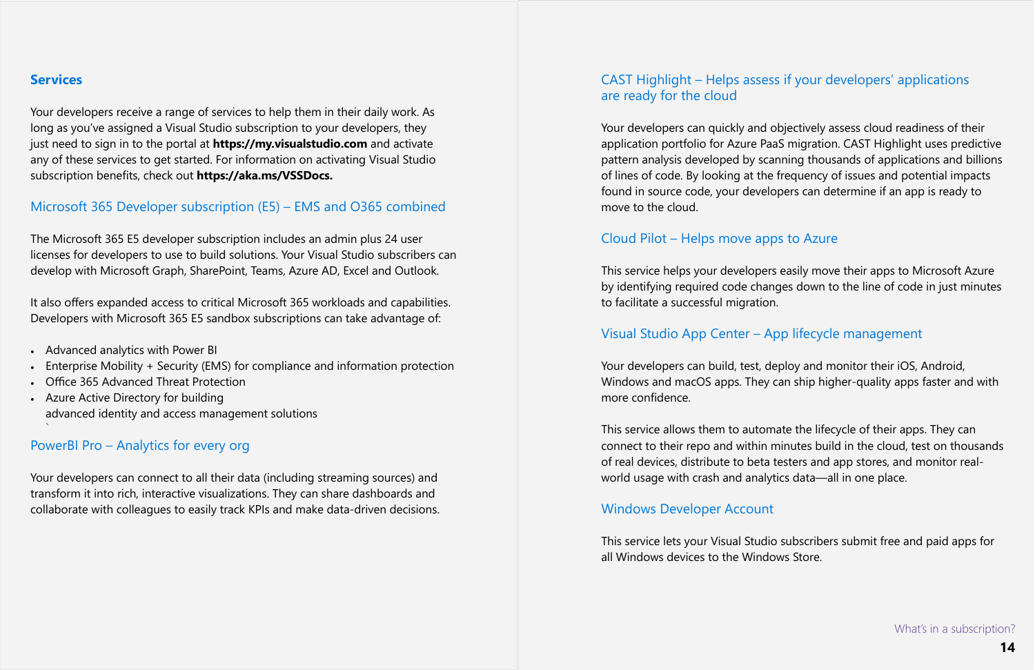## Services

Your developers receive a range of services to help them in their daily work. As long as you've assigned a Visual Studio subscription to your developers, they just need to sign in to the portal at **https://my.visualstudio.com** and activate any of these services to get started. For information on activating Visual Studio subscription benefits, check out **https://aka.ms/VSSDocs.**

### Microsoft 365 Developer subscription (E5) – EMS and O365 combined

The Microsoft 365 E5 developer subscription includes an admin plus 24 user licenses for developers to use to build solutions. Your Visual Studio subscribers can develop with Microsoft Graph, SharePoint, Teams, Azure AD, Excel and Outlook.

It also offers expanded access to critical Microsoft 365 workloads and capabilities. Developers with Microsoft 365 E5 sandbox subscriptions can take advantage of:

- Advanced analytics with Power BI
- Enterprise Mobility + Security (EMS) for compliance and information protection
- Office 365 Advanced Threat Protection
- Azure Active Directory for building advanced identity and access management solutions

### PowerBI Pro – Analytics for every org

Your developers can connect to all their data (including streaming sources) and transform it into rich, interactive visualizations. They can share dashboards and collaborate with colleagues to easily track KPIs and make data-driven decisions.

### CAST Highlight – Helps assess if your developers' applications are ready for the cloud

Your developers can quickly and objectively assess cloud readiness of their application portfolio for Azure PaaS migration. CAST Highlight uses predictive pattern analysis developed by scanning thousands of applications and billions of lines of code. By looking at the frequency of issues and potential impacts found in source code, your developers can determine if an app is ready to move to the cloud.

### Cloud Pilot – Helps move apps to Azure

This service helps your developers easily move their apps to Microsoft Azure by identifying required code changes down to the line of code in just minutes to facilitate a successful migration.

### Visual Studio App Center – App lifecycle management

Your developers can build, test, deploy and monitor their iOS, Android, Windows and macOS apps. They can ship higher-quality apps faster and with more confidence.

This service allows them to automate the lifecycle of their apps. They can connect to their repo and within minutes build in the cloud, test on thousands of real devices, distribute to beta testers and app stores, and monitor real-world usage with crash and analytics data—all in one place.

### Windows Developer Account

This service lets your Visual Studio subscribers submit free and paid apps for all Windows devices to the Windows Store.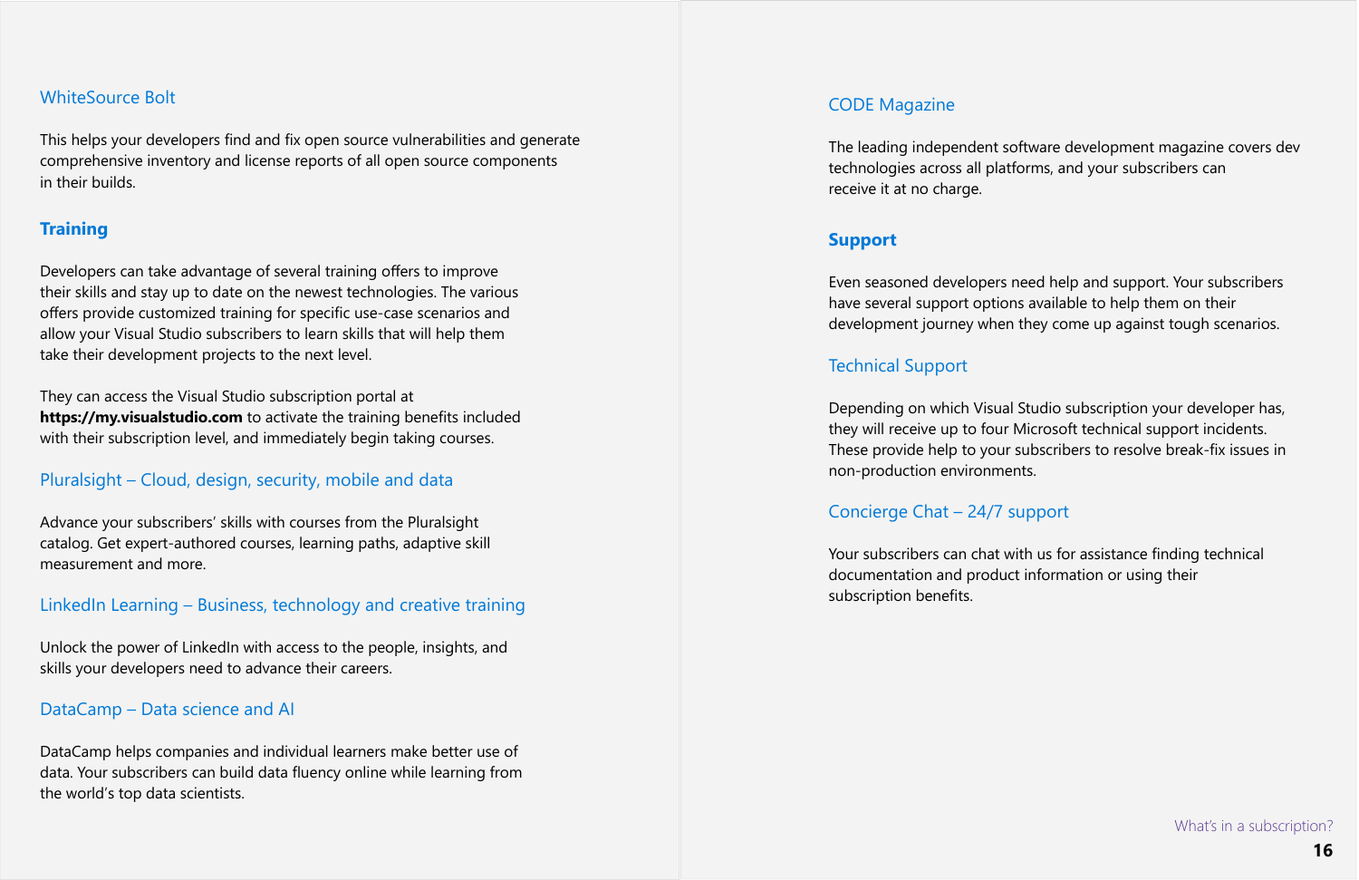### WhiteSource Bolt

This helps your developers find and fix open source vulnerabilities and generate comprehensive inventory and license reports of all open source components in their builds.

## Training

Developers can take advantage of several training offers to improve their skills and stay up to date on the newest technologies. The various offers provide customized training for specific use-case scenarios and allow your Visual Studio subscribers to learn skills that will help them take their development projects to the next level.

They can access the Visual Studio subscription portal at **https://my.visualstudio.com** to activate the training benefits included with their subscription level, and immediately begin taking courses.

### Pluralsight – Cloud, design, security, mobile and data

Advance your subscribers' skills with courses from the Pluralsight catalog. Get expert-authored courses, learning paths, adaptive skill measurement and more.

### LinkedIn Learning – Business, technology and creative training

Unlock the power of LinkedIn with access to the people, insights, and skills your developers need to advance their careers.

### DataCamp – Data science and AI

DataCamp helps companies and individual learners make better use of data. Your subscribers can build data fluency online while learning from the world's top data scientists.

### CODE Magazine

The leading independent software development magazine covers dev technologies across all platforms, and your subscribers can receive it at no charge.

## Support

Even seasoned developers need help and support. Your subscribers have several support options available to help them on their development journey when they come up against tough scenarios.

### Technical Support

Depending on which Visual Studio subscription your developer has, they will receive up to four Microsoft technical support incidents. These provide help to your subscribers to resolve break-fix issues in non-production environments.

### Concierge Chat – 24/7 support

Your subscribers can chat with us for assistance finding technical documentation and product information or using their subscription benefits.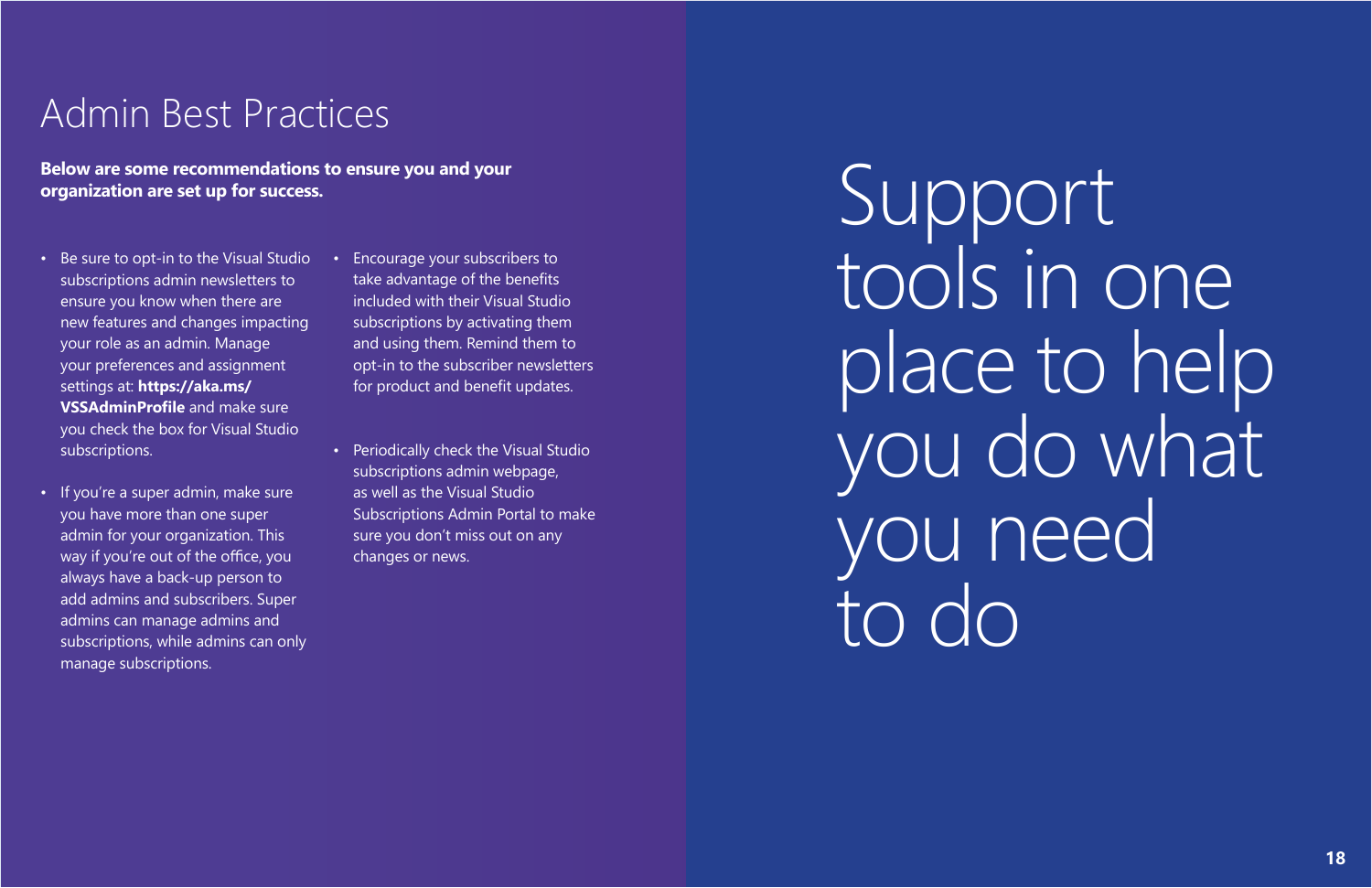## Admin Best Practices

**Below are some recommendations to ensure you and your organization are set up for success.**

- Be sure to opt-in to the Visual Studio subscriptions admin newsletters to ensure you know when there are new features and changes impacting your role as an admin. Manage your preferences and assignment settings at: **https://aka.ms/VSSAdminProfile** and make sure you check the box for Visual Studio subscriptions.
- If you're a super admin, make sure you have more than one super admin for your organization. This way if you're out of the office, you always have a back-up person to add admins and subscribers. Super admins can manage admins and subscriptions, while admins can only manage subscriptions.
- Encourage your subscribers to take advantage of the benefits included with their Visual Studio subscriptions by activating them and using them. Remind them to opt-in to the subscriber newsletters for product and benefit updates.
- Periodically check the Visual Studio subscriptions admin webpage, as well as the Visual Studio Subscriptions Admin Portal to make sure you don't miss out on any changes or news.

# Support tools in one place to help you do what you need to do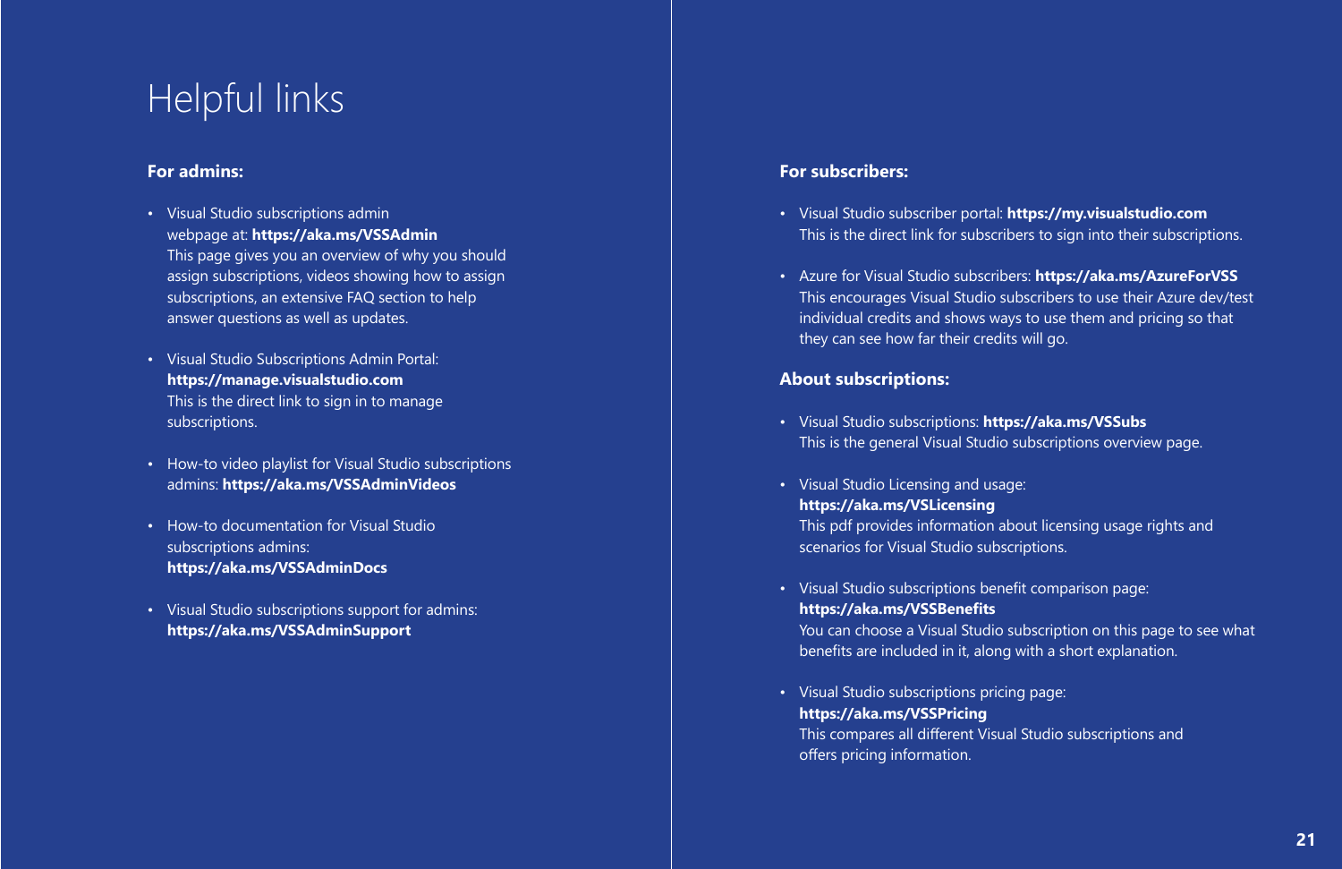# Helpful links

## For admins:

- Visual Studio subscriptions admin webpage at: **https://aka.ms/VSSAdmin**
  This page gives you an overview of why you should assign subscriptions, videos showing how to assign subscriptions, an extensive FAQ section to help answer questions as well as updates.

- Visual Studio Subscriptions Admin Portal: **https://manage.visualstudio.com**
  This is the direct link to sign in to manage subscriptions.

- How-to video playlist for Visual Studio subscriptions admins: **https://aka.ms/VSSAdminVideos**

- How-to documentation for Visual Studio subscriptions admins: **https://aka.ms/VSSAdminDocs**

- Visual Studio subscriptions support for admins: **https://aka.ms/VSSAdminSupport**

## For subscribers:

- Visual Studio subscriber portal: **https://my.visualstudio.com**
  This is the direct link for subscribers to sign into their subscriptions.

- Azure for Visual Studio subscribers: **https://aka.ms/AzureForVSS**
  This encourages Visual Studio subscribers to use their Azure dev/test individual credits and shows ways to use them and pricing so that they can see how far their credits will go.

## About subscriptions:

- Visual Studio subscriptions: **https://aka.ms/VSSubs**
  This is the general Visual Studio subscriptions overview page.

- Visual Studio Licensing and usage: **https://aka.ms/VSLicensing**
  This pdf provides information about licensing usage rights and scenarios for Visual Studio subscriptions.

- Visual Studio subscriptions benefit comparison page: **https://aka.ms/VSSBenefits**
  You can choose a Visual Studio subscription on this page to see what benefits are included in it, along with a short explanation.

- Visual Studio subscriptions pricing page: **https://aka.ms/VSSPricing**
  This compares all different Visual Studio subscriptions and offers pricing information.